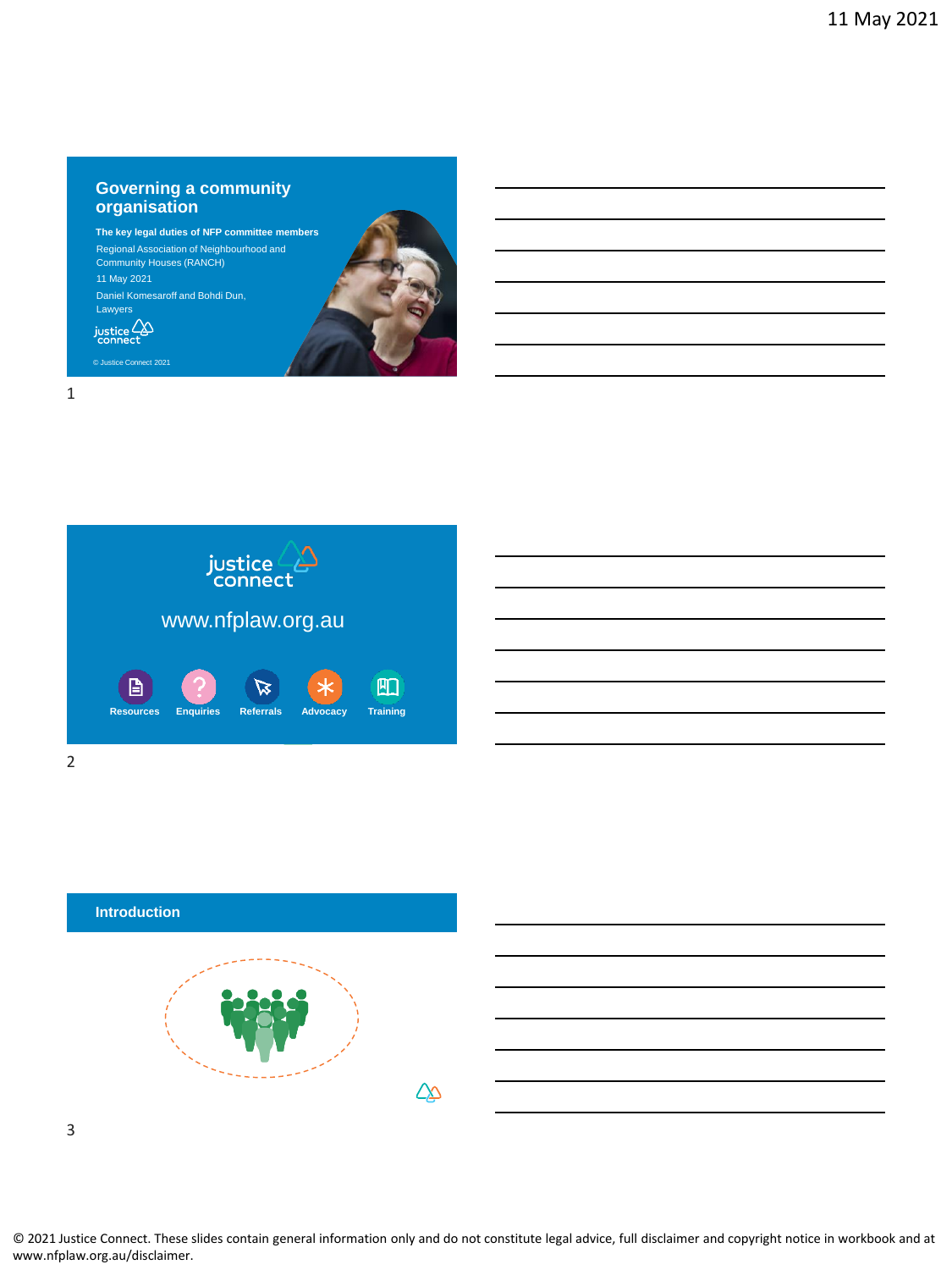## Governing a community organisation

**The key legal duties of NFP committee members**

Regional Association of Neighbourhood and Community Houses (RANCH)

11 May 2021

Daniel Komesaroff and Bohdi Dun, Lawyers

justice connect

© Justice Connect 2021

---

justice connect

www.nfplaw.org.au

Resources | Enquiries | Referrals | Advocacy | Training

---

## Introduction

---

© 2021 Justice Connect. These slides contain general information only and do not constitute legal advice, full disclaimer and copyright notice in workbook and at www.nfplaw.org.au/disclaimer.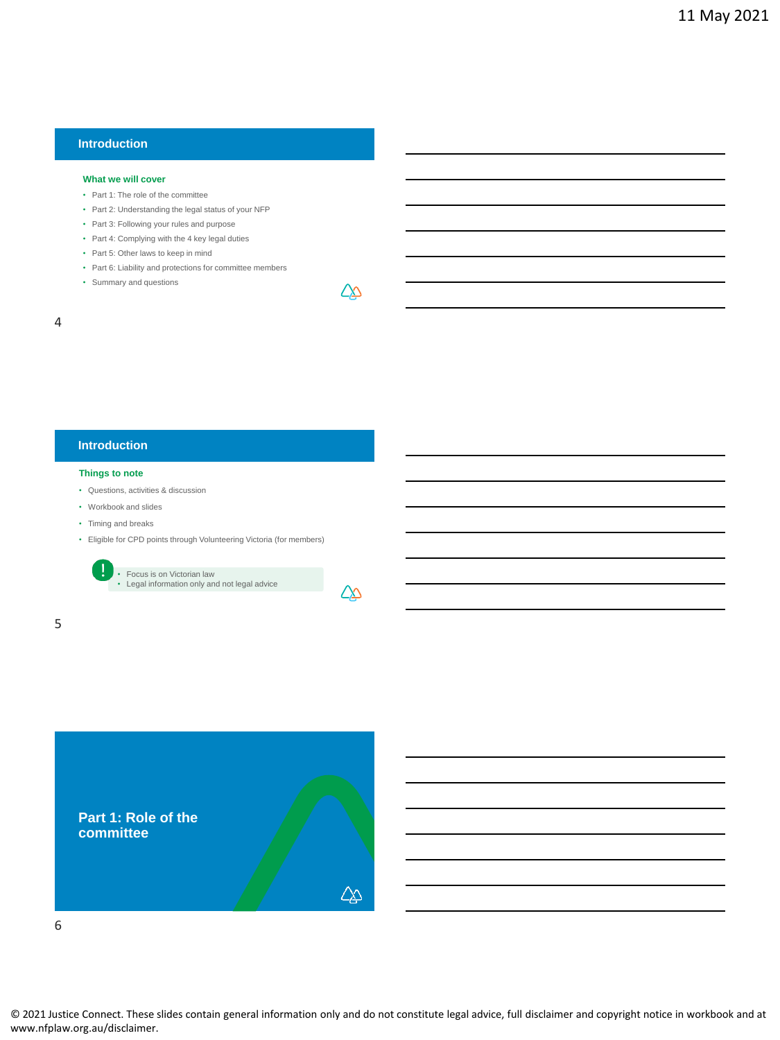## Introduction

### What we will cover

- Part 1: The role of the committee
- Part 2: Understanding the legal status of your NFP
- Part 3: Following your rules and purpose
- Part 4: Complying with the 4 key legal duties
- Part 5: Other laws to keep in mind
- Part 6: Liability and protections for committee members
- Summary and questions

## Introduction

### Things to note

- Questions, activities & discussion
- Workbook and slides
- Timing and breaks
- Eligible for CPD points through Volunteering Victoria (for members)

> - Focus is on Victorian law
> - Legal information only and not legal advice

## Part 1: Role of the committee

© 2021 Justice Connect. These slides contain general information only and do not constitute legal advice, full disclaimer and copyright notice in workbook and at www.nfplaw.org.au/disclaimer.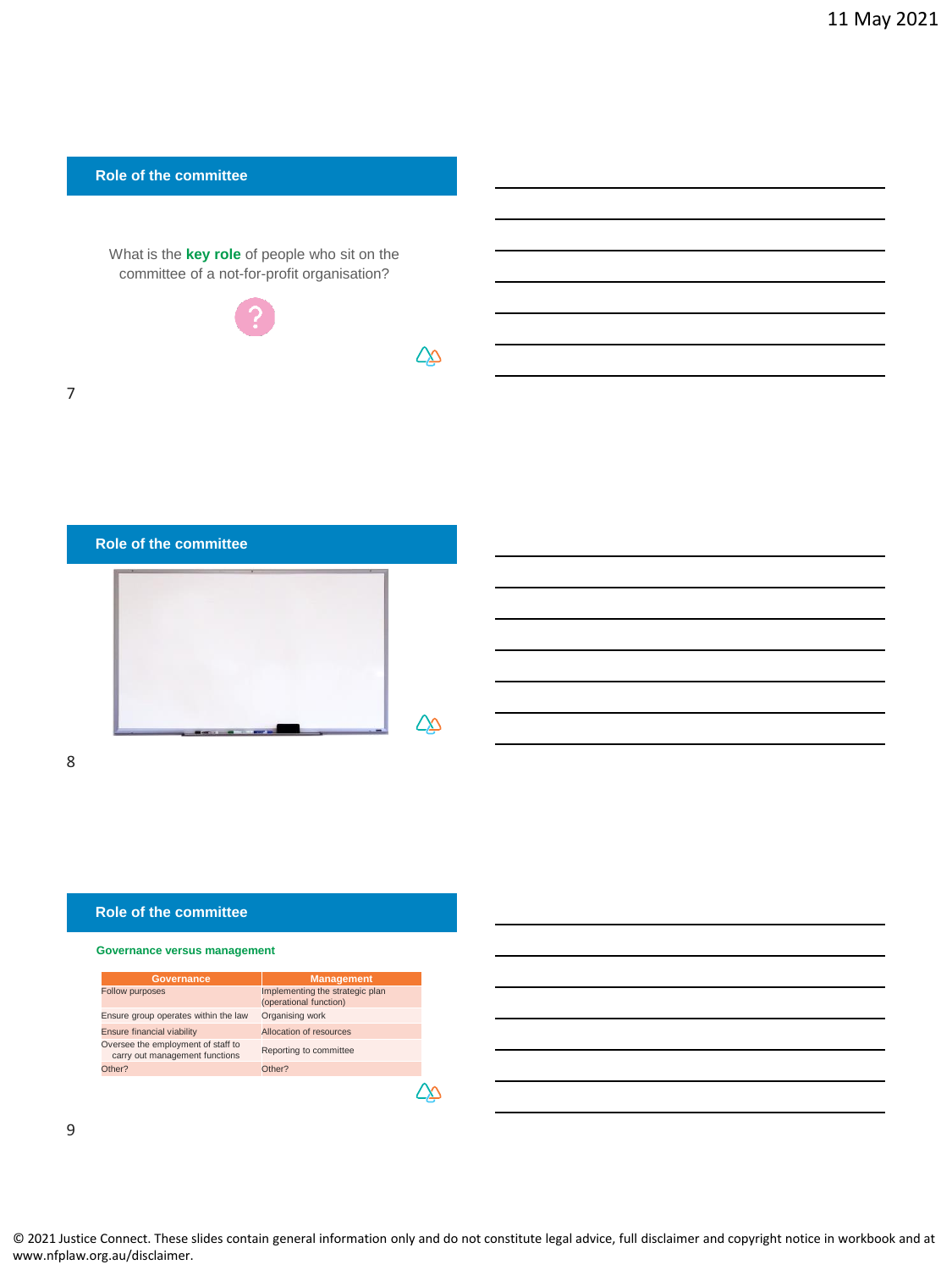## Role of the committee

What is the **key role** of people who sit on the committee of a not-for-profit organisation?

## Role of the committee

## Role of the committee

**Governance versus management**

| Governance | Management |
|---|---|
| Follow purposes | Implementing the strategic plan (operational function) |
| Ensure group operates within the law | Organising work |
| Ensure financial viability | Allocation of resources |
| Oversee the employment of staff to carry out management functions | Reporting to committee |
| Other? | Other? |

© 2021 Justice Connect. These slides contain general information only and do not constitute legal advice, full disclaimer and copyright notice in workbook and at www.nfplaw.org.au/disclaimer.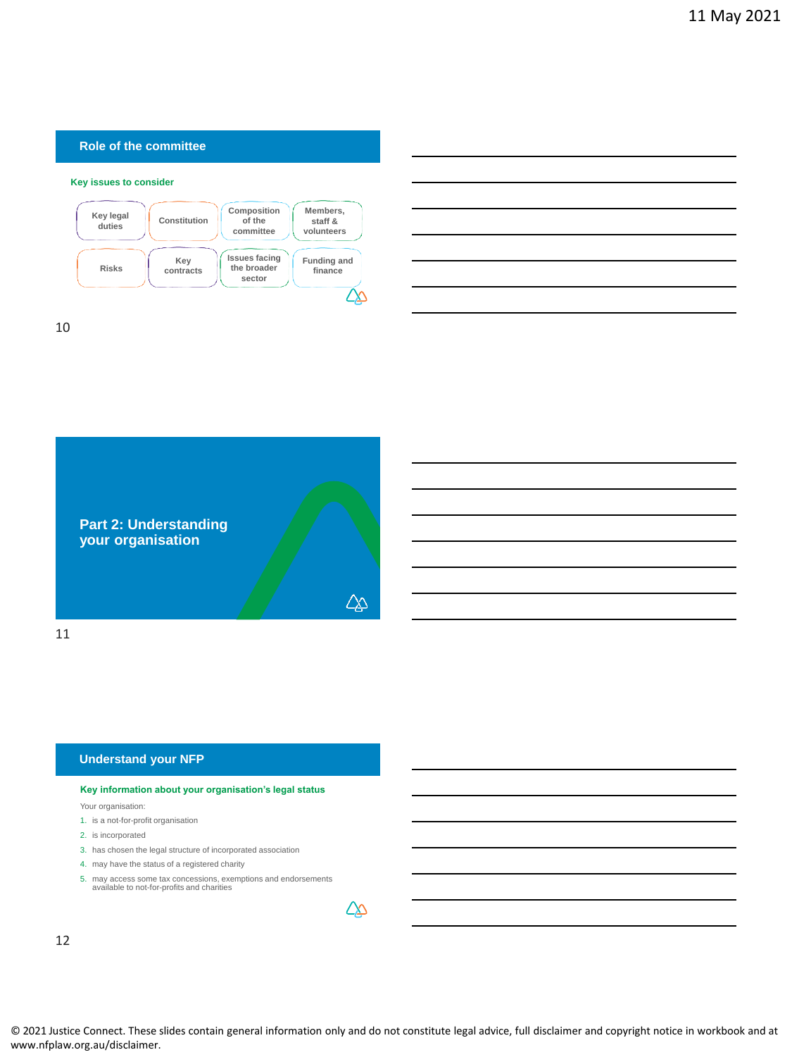## Role of the committee

**Key issues to consider**

- Key legal duties
- Constitution
- Composition of the committee
- Members, staff & volunteers
- Risks
- Key contracts
- Issues facing the broader sector
- Funding and finance

## Part 2: Understanding your organisation

## Understand your NFP

**Key information about your organisation's legal status**

Your organisation:

1. is a not-for-profit organisation
2. is incorporated
3. has chosen the legal structure of incorporated association
4. may have the status of a registered charity
5. may access some tax concessions, exemptions and endorsements available to not-for-profits and charities

© 2021 Justice Connect. These slides contain general information only and do not constitute legal advice, full disclaimer and copyright notice in workbook and at www.nfplaw.org.au/disclaimer.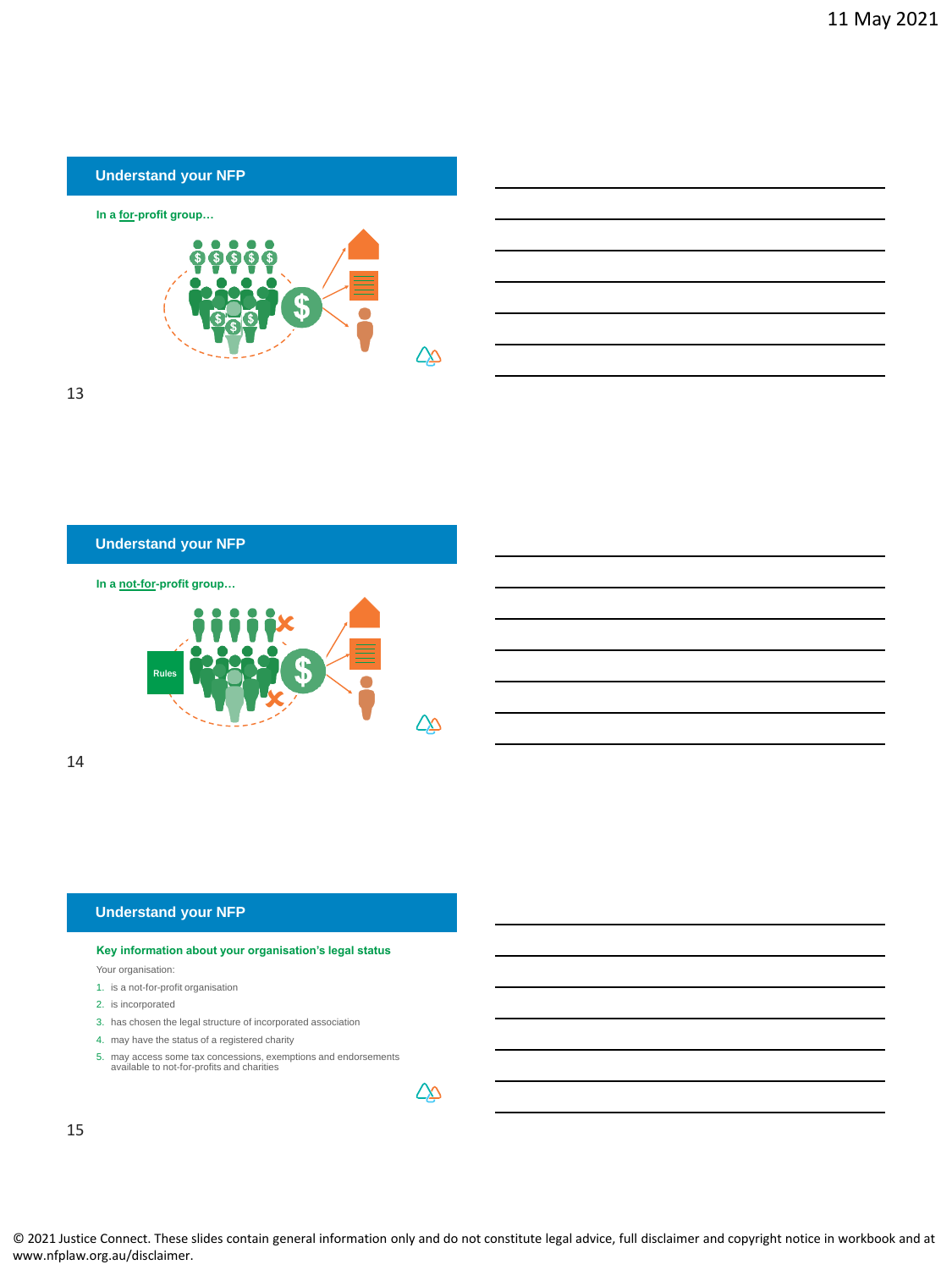## Understand your NFP

**In a for-profit group…**

## Understand your NFP

**In a not-for-profit group…**

Rules

## Understand your NFP

**Key information about your organisation's legal status**

Your organisation:

1. is a not-for-profit organisation
2. is incorporated
3. has chosen the legal structure of incorporated association
4. may have the status of a registered charity
5. may access some tax concessions, exemptions and endorsements available to not-for-profits and charities

© 2021 Justice Connect. These slides contain general information only and do not constitute legal advice, full disclaimer and copyright notice in workbook and at www.nfplaw.org.au/disclaimer.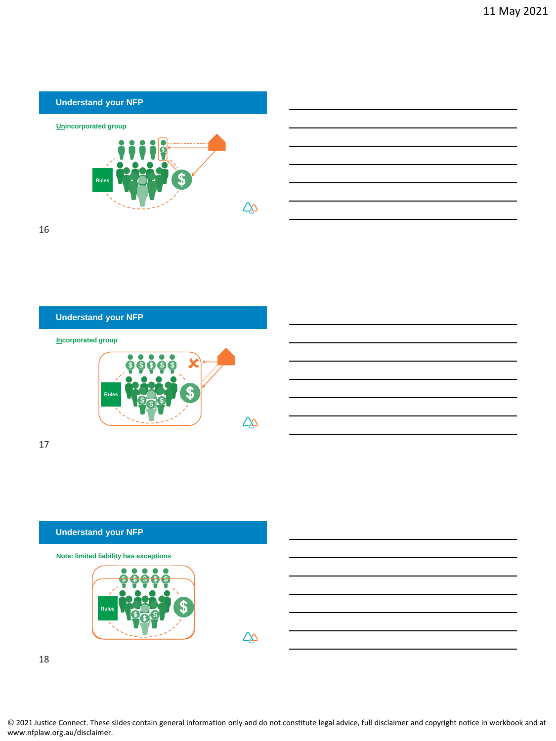## Understand your NFP

**Unincorporated group**

Rules

## Understand your NFP

**Incorporated group**

Rules

## Understand your NFP

**Note: limited liability has exceptions**

Rules

© 2021 Justice Connect. These slides contain general information only and do not constitute legal advice, full disclaimer and copyright notice in workbook and at www.nfplaw.org.au/disclaimer.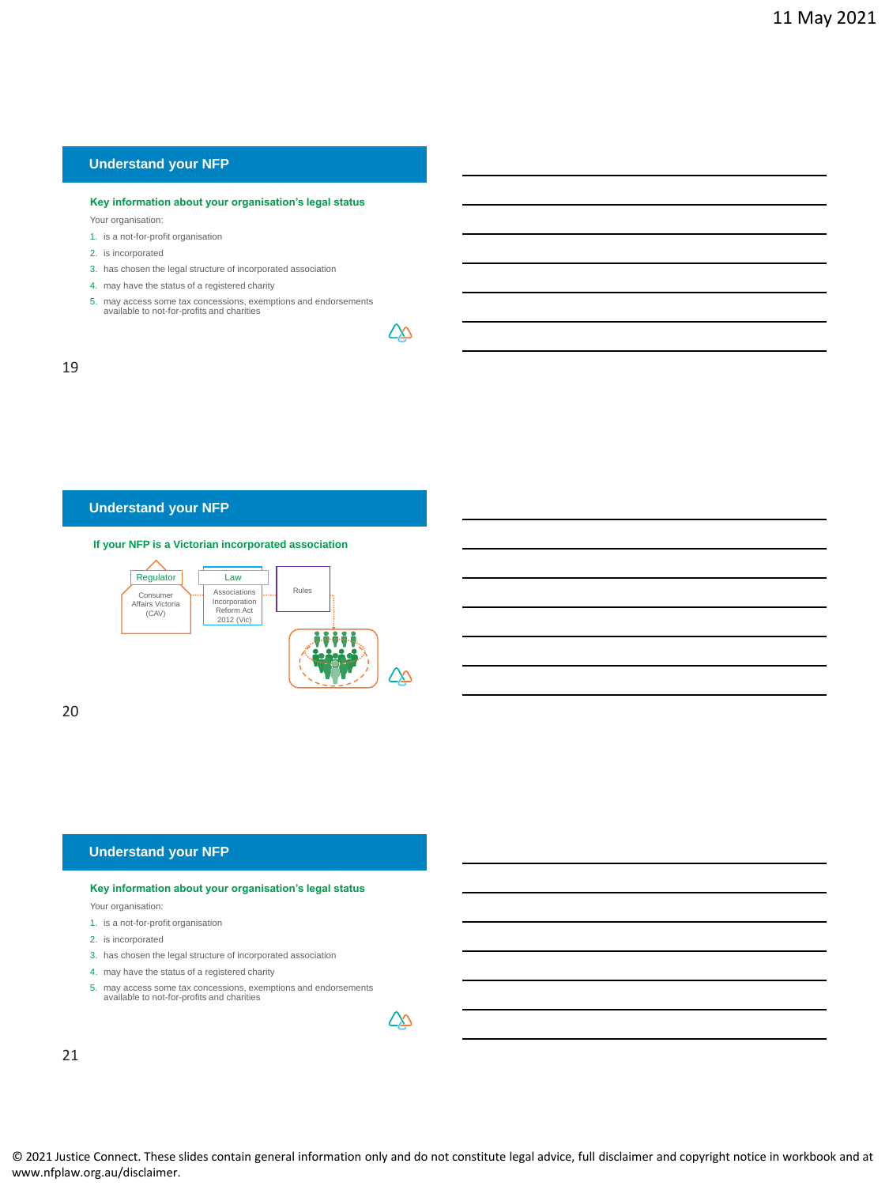## Understand your NFP

**Key information about your organisation's legal status**

Your organisation:

1. is a not-for-profit organisation
2. is incorporated
3. has chosen the legal structure of incorporated association
4. may have the status of a registered charity
5. may access some tax concessions, exemptions and endorsements available to not-for-profits and charities

## Understand your NFP

**If your NFP is a Victorian incorporated association**

Regulator

Consumer Affairs Victoria (CAV)

Law

Associations Incorporation Reform Act 2012 (Vic)

Rules

## Understand your NFP

**Key information about your organisation's legal status**

Your organisation:

1. is a not-for-profit organisation
2. is incorporated
3. has chosen the legal structure of incorporated association
4. may have the status of a registered charity
5. may access some tax concessions, exemptions and endorsements available to not-for-profits and charities

© 2021 Justice Connect. These slides contain general information only and do not constitute legal advice, full disclaimer and copyright notice in workbook and at www.nfplaw.org.au/disclaimer.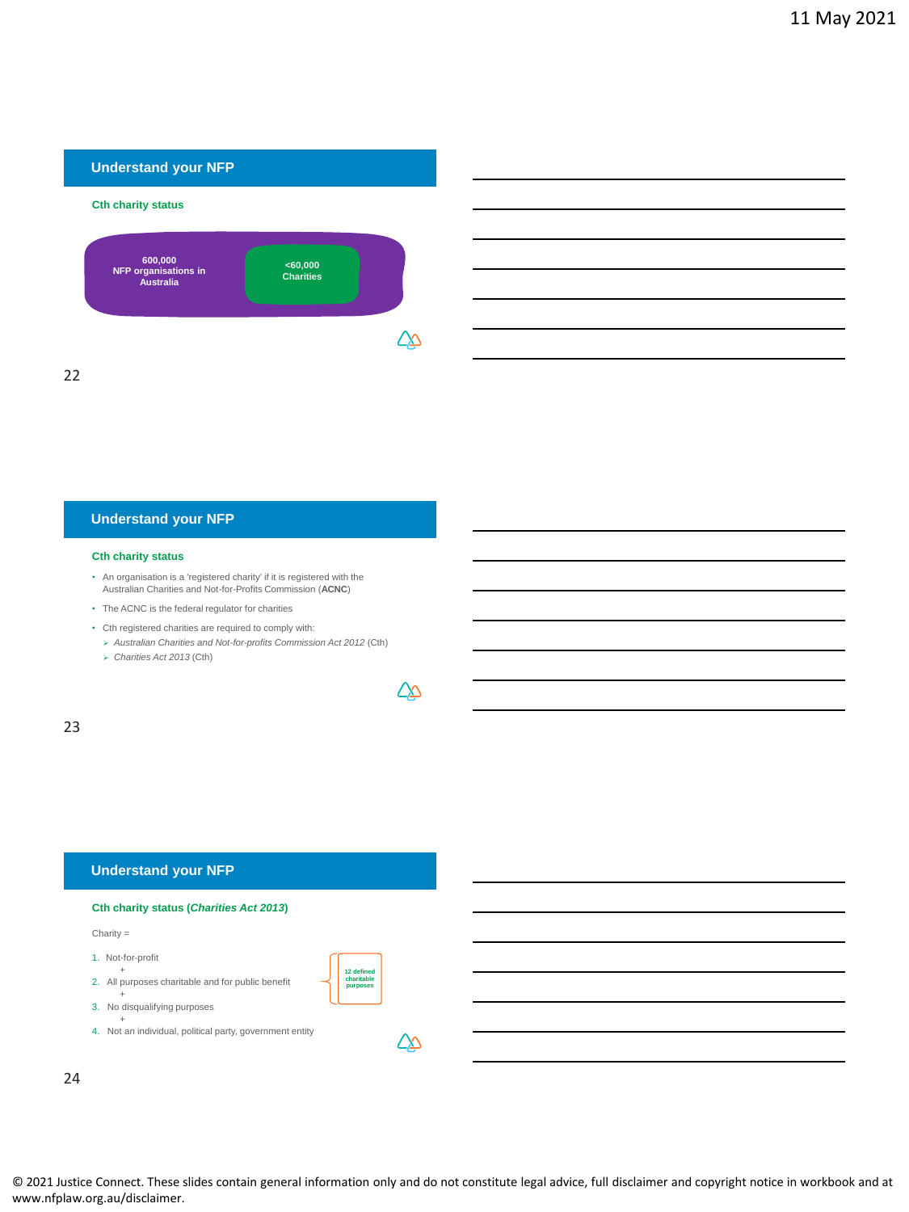## Understand your NFP

**Cth charity status**

600,000
NFP organisations in Australia

<60,000
Charities

## Understand your NFP

**Cth charity status**

- An organisation is a 'registered charity' if it is registered with the Australian Charities and Not-for-Profits Commission (**ACNC**)
- The ACNC is the federal regulator for charities
- Cth registered charities are required to comply with:
  - *Australian Charities and Not-for-profits Commission Act 2012* (Cth)
  - *Charities Act 2013* (Cth)

## Understand your NFP

**Cth charity status (*Charities Act 2013*)**

Charity =

1. Not-for-profit
   +
2. All purposes charitable and for public benefit
   +
3. No disqualifying purposes
   +
4. Not an individual, political party, government entity

12 defined charitable purposes

© 2021 Justice Connect. These slides contain general information only and do not constitute legal advice, full disclaimer and copyright notice in workbook and at www.nfplaw.org.au/disclaimer.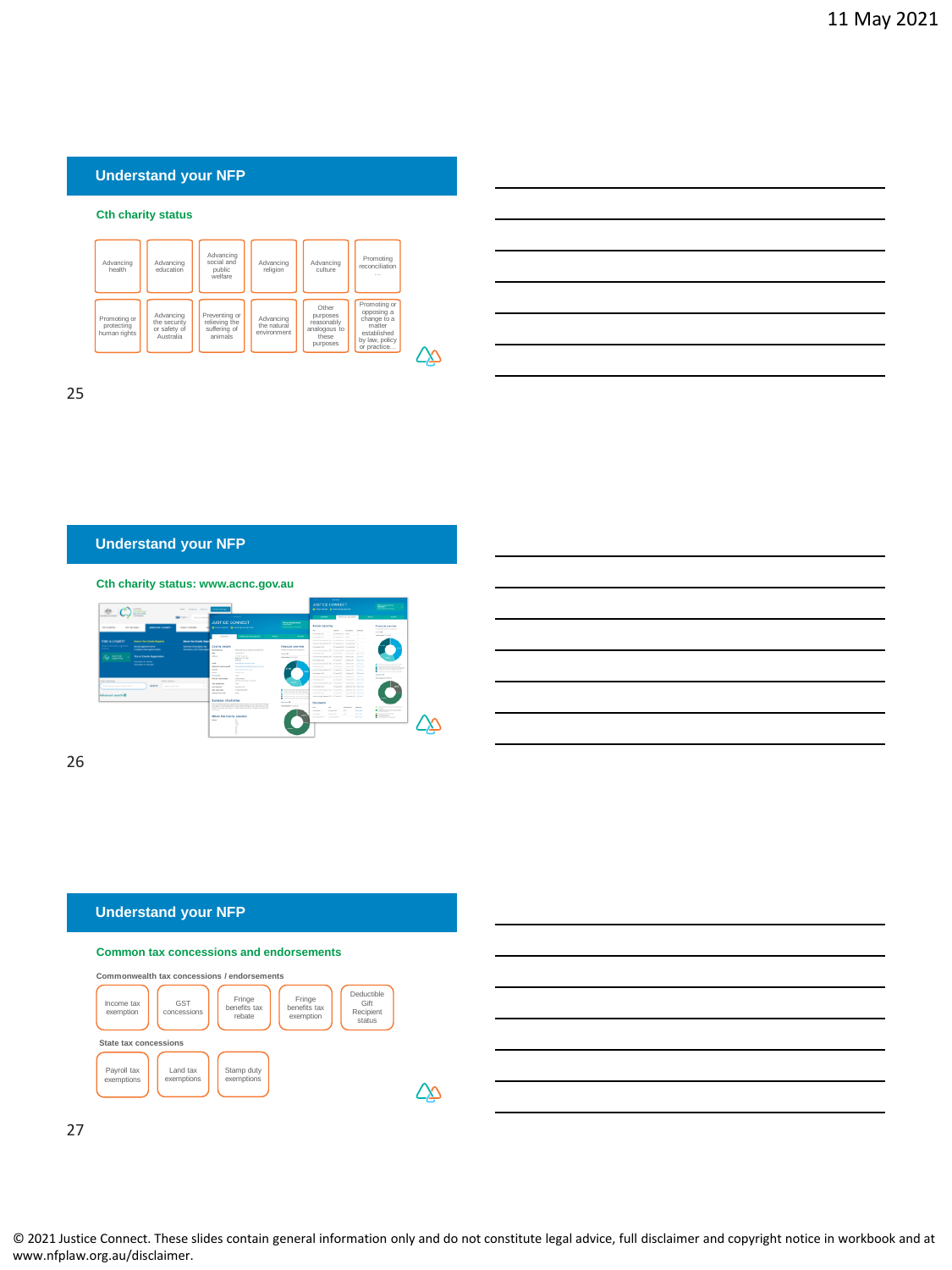## Understand your NFP

### Cth charity status

- Advancing health
- Advancing education
- Advancing social and public welfare
- Advancing religion
- Advancing culture
- Promoting reconciliation …
- Promoting or protecting human rights
- Advancing the security or safety of Australia
- Preventing or relieving the suffering of animals
- Advancing the natural environment
- Other purposes reasonably analogous to these purposes
- Promoting or opposing a change to a matter established by law, policy or practice…

## Understand your NFP

### Cth charity status: www.acnc.gov.au

## Understand your NFP

### Common tax concessions and endorsements

**Commonwealth tax concessions / endorsements**

- Income tax exemption
- GST concessions
- Fringe benefits tax rebate
- Fringe benefits tax exemption
- Deductible Gift Recipient status

**State tax concessions**

- Payroll tax exemptions
- Land tax exemptions
- Stamp duty exemptions

© 2021 Justice Connect. These slides contain general information only and do not constitute legal advice, full disclaimer and copyright notice in workbook and at www.nfplaw.org.au/disclaimer.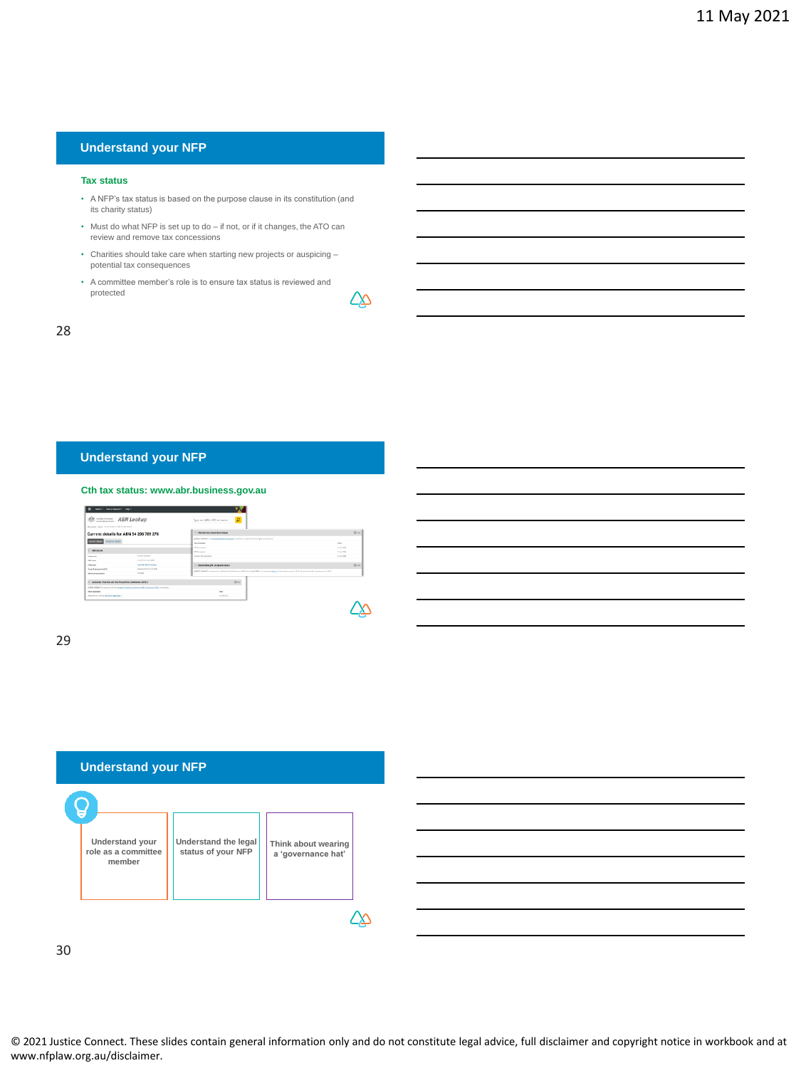## Understand your NFP

### Tax status

- A NFP's tax status is based on the purpose clause in its constitution (and its charity status)
- Must do what NFP is set up to do – if not, or if it changes, the ATO can review and remove tax concessions
- Charities should take care when starting new projects or auspicing – potential tax consequences
- A committee member's role is to ensure tax status is reviewed and protected

## Understand your NFP

### Cth tax status: www.abr.business.gov.au

## Understand your NFP

- Understand your role as a committee member
- Understand the legal status of your NFP
- Think about wearing a 'governance hat'

© 2021 Justice Connect. These slides contain general information only and do not constitute legal advice, full disclaimer and copyright notice in workbook and at www.nfplaw.org.au/disclaimer.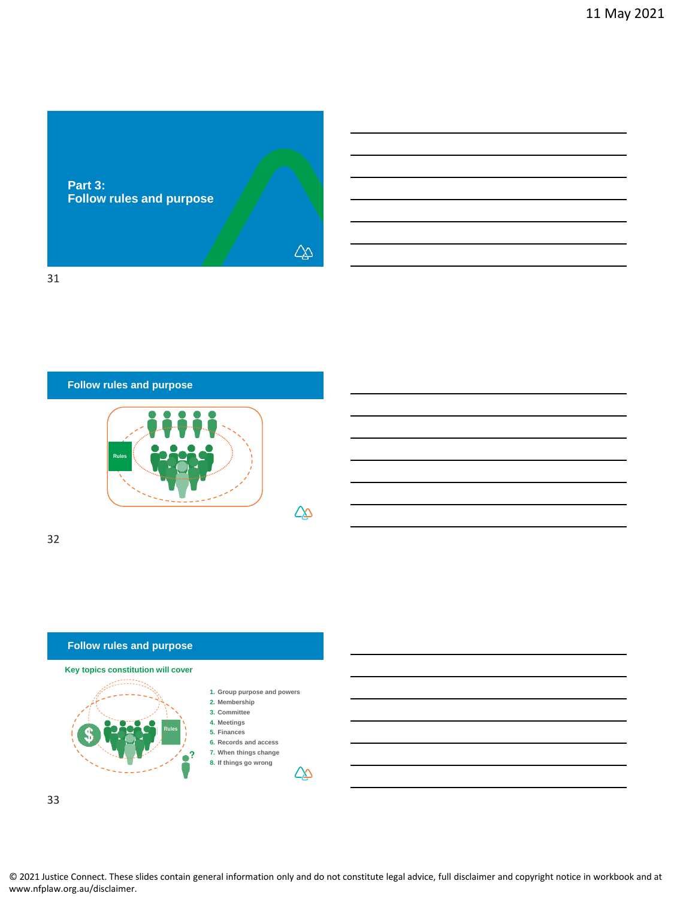## Part 3: Follow rules and purpose

## Follow rules and purpose

Rules

## Follow rules and purpose

**Key topics constitution will cover**

Rules

1. Group purpose and powers
2. Membership
3. Committee
4. Meetings
5. Finances
6. Records and access
7. When things change
8. If things go wrong

© 2021 Justice Connect. These slides contain general information only and do not constitute legal advice, full disclaimer and copyright notice in workbook and at www.nfplaw.org.au/disclaimer.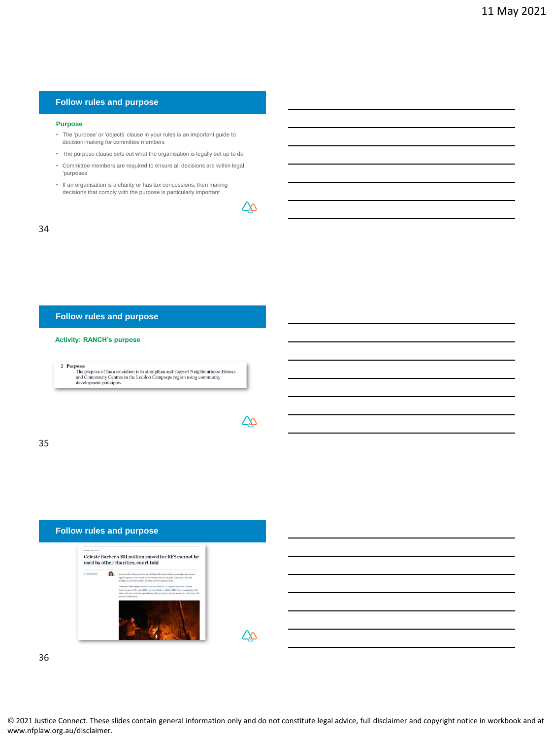## Follow rules and purpose

### Purpose

- The 'purpose' or 'objects' clause in your rules is an important guide to decision-making for committee members
- The purpose clause sets out what the organisation is legally set up to do
- Committee members are required to ensure all decisions are within legal 'purposes'
- If an organisation is a charity or has tax concessions, then making decisions that comply with the purpose is particularly important

## Follow rules and purpose

### Activity: RANCH's purpose

2 Purposes

The purpose of the association is to strengthen and support Neighbourhood Houses and Community Centres in the Loddon Campaspe region using community development principles.

## Follow rules and purpose

Celeste Barber's $51 million raised for RFS cannot be used by other charities, court told

© 2021 Justice Connect. These slides contain general information only and do not constitute legal advice, full disclaimer and copyright notice in workbook and at www.nfplaw.org.au/disclaimer.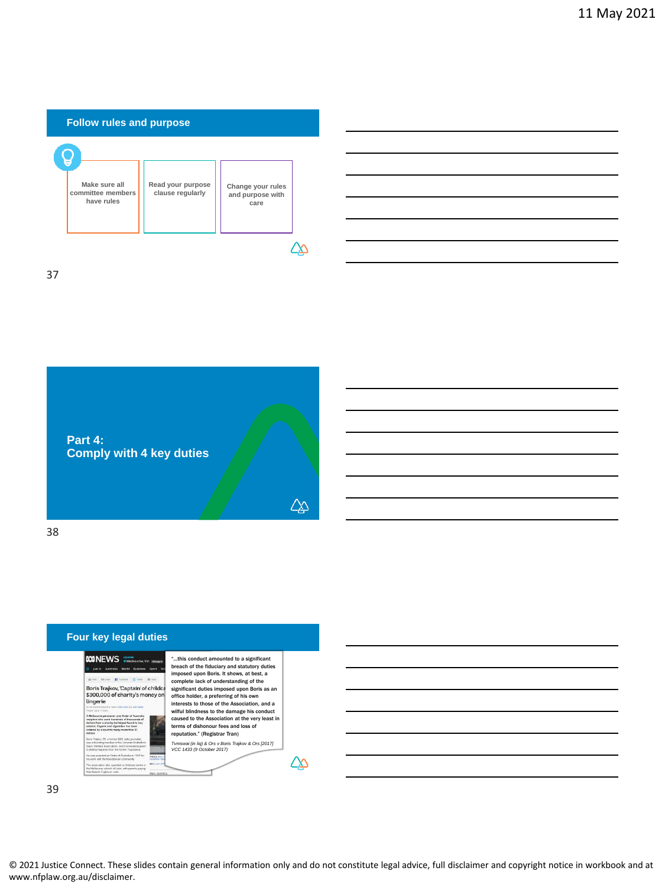11 May 2021

## Follow rules and purpose

- Make sure all committee members have rules
- Read your purpose clause regularly
- Change your rules and purpose with care

## Part 4:
## Comply with 4 key duties

## Four key legal duties

ABC NEWS

Boris Trajkov, 'Captain' of childcare $300,000 of charity's money on lingerie

"...this conduct amounted to a significant breach of the fiduciary and statutory duties imposed upon Boris. It shows, at best, a complete lack of understanding of the significant duties imposed upon Boris as an office holder, a preferring of his own interests to those of the Association, and a wilful blindness to the damage his conduct caused to the Association at the very least in terms of dishonour fees and loss of reputation." (Registrar Tran)

*Tvmswai (in liq) & Ors v Boris Trajkov & Ors [2017] VCC 1433 (9 October 2017)*

© 2021 Justice Connect. These slides contain general information only and do not constitute legal advice, full disclaimer and copyright notice in workbook and at www.nfplaw.org.au/disclaimer.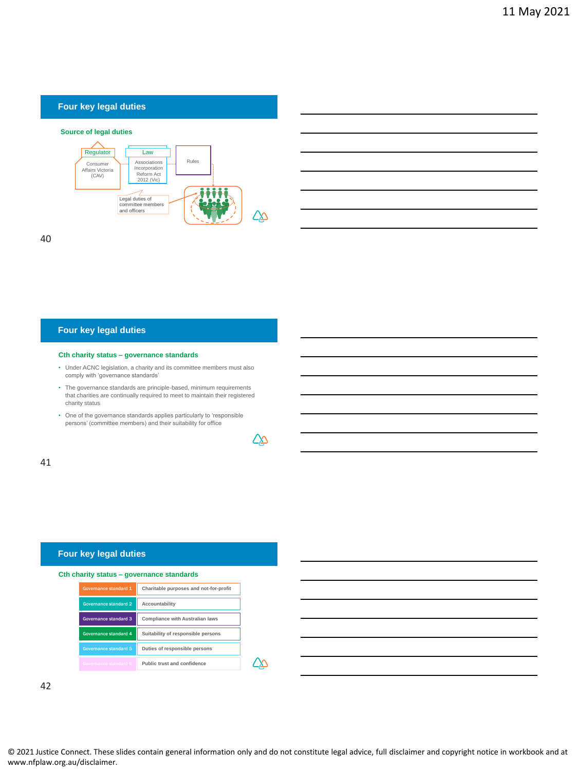## Four key legal duties

### Source of legal duties

Regulator

Consumer Affairs Victoria (CAV)

Law

Associations Incorporation Reform Act 2012 (Vic)

Rules

Legal duties of committee members and officers

## Four key legal duties

### Cth charity status – governance standards

- Under ACNC legislation, a charity and its committee members must also comply with 'governance standards'
- The governance standards are principle-based, minimum requirements that charities are continually required to meet to maintain their registered charity status
- One of the governance standards applies particularly to 'responsible persons' (committee members) and their suitability for office

## Four key legal duties

### Cth charity status – governance standards

| Standard | Description |
| --- | --- |
| Governance standard 1 | Charitable purposes and not-for-profit |
| Governance standard 2 | Accountability |
| Governance standard 3 | Compliance with Australian laws |
| Governance standard 4 | Suitability of responsible persons |
| Governance standard 5 | Duties of responsible persons |
| Governance standard 6 | Public trust and confidence |

© 2021 Justice Connect. These slides contain general information only and do not constitute legal advice, full disclaimer and copyright notice in workbook and at www.nfplaw.org.au/disclaimer.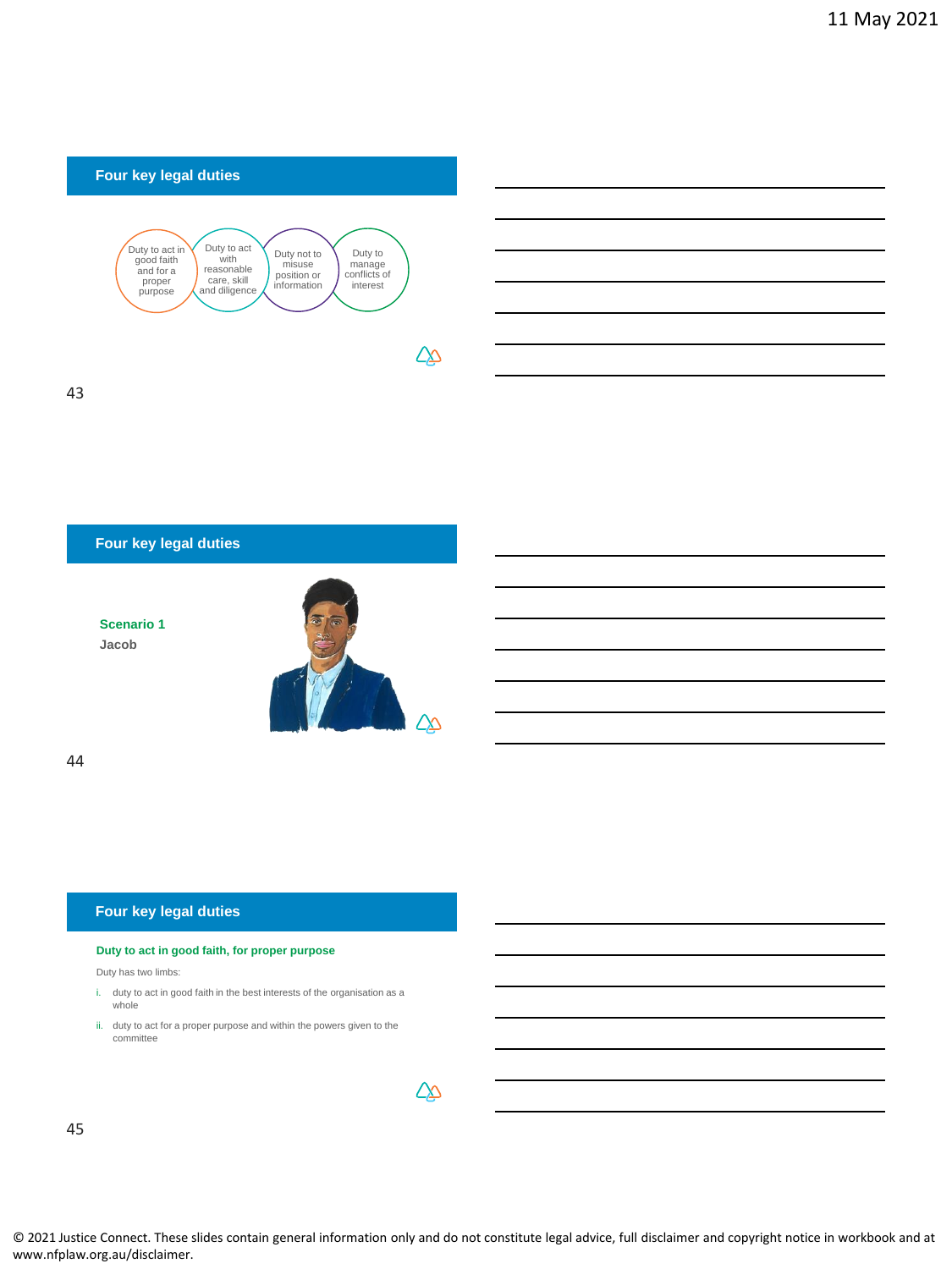## Four key legal duties

- Duty to act in good faith and for a proper purpose
- Duty to act with reasonable care, skill and diligence
- Duty not to misuse position or information
- Duty to manage conflicts of interest

## Four key legal duties

**Scenario 1**

**Jacob**

## Four key legal duties

**Duty to act in good faith, for proper purpose**

Duty has two limbs:

i. duty to act in good faith in the best interests of the organisation as a whole

ii. duty to act for a proper purpose and within the powers given to the committee

© 2021 Justice Connect. These slides contain general information only and do not constitute legal advice, full disclaimer and copyright notice in workbook and at www.nfplaw.org.au/disclaimer.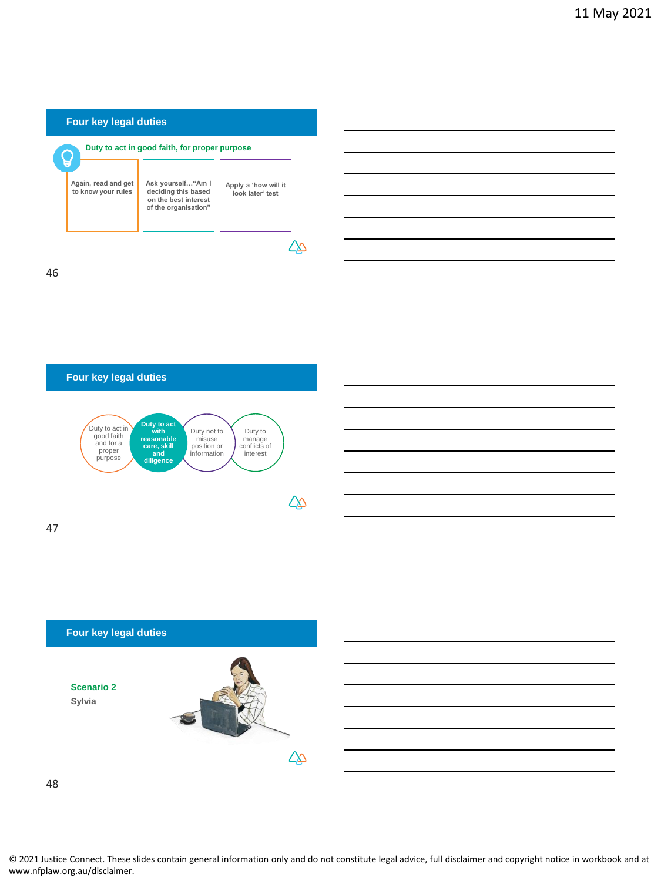## Four key legal duties

**Duty to act in good faith, for proper purpose**

- Again, read and get to know your rules
- Ask yourself…"Am I deciding this based on the best interest of the organisation"
- Apply a 'how will it look later' test

## Four key legal duties

- Duty to act in good faith and for a proper purpose
- **Duty to act with reasonable care, skill and diligence**
- Duty not to misuse position or information
- Duty to manage conflicts of interest

## Four key legal duties

**Scenario 2**

**Sylvia**

© 2021 Justice Connect. These slides contain general information only and do not constitute legal advice, full disclaimer and copyright notice in workbook and at www.nfplaw.org.au/disclaimer.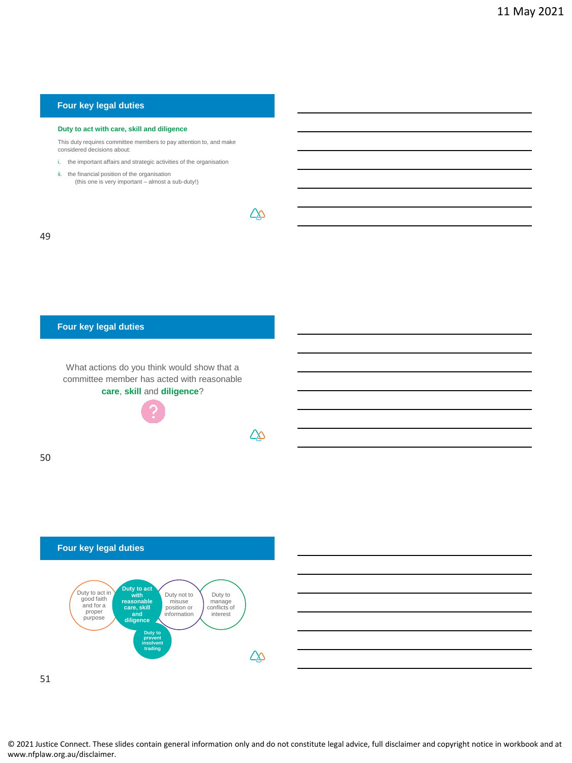## Four key legal duties

**Duty to act with care, skill and diligence**

This duty requires committee members to pay attention to, and make considered decisions about:

i. the important affairs and strategic activities of the organisation

ii. the financial position of the organisation
 (this one is very important – almost a sub-duty!)

## Four key legal duties

What actions do you think would show that a committee member has acted with reasonable **care**, **skill** and **diligence**?

?

## Four key legal duties

- Duty to act in good faith and for a proper purpose
- **Duty to act with reasonable care, skill and diligence**
  - **Duty to prevent insolvent trading**
- Duty not to misuse position or information
- Duty to manage conflicts of interest

© 2021 Justice Connect. These slides contain general information only and do not constitute legal advice, full disclaimer and copyright notice in workbook and at www.nfplaw.org.au/disclaimer.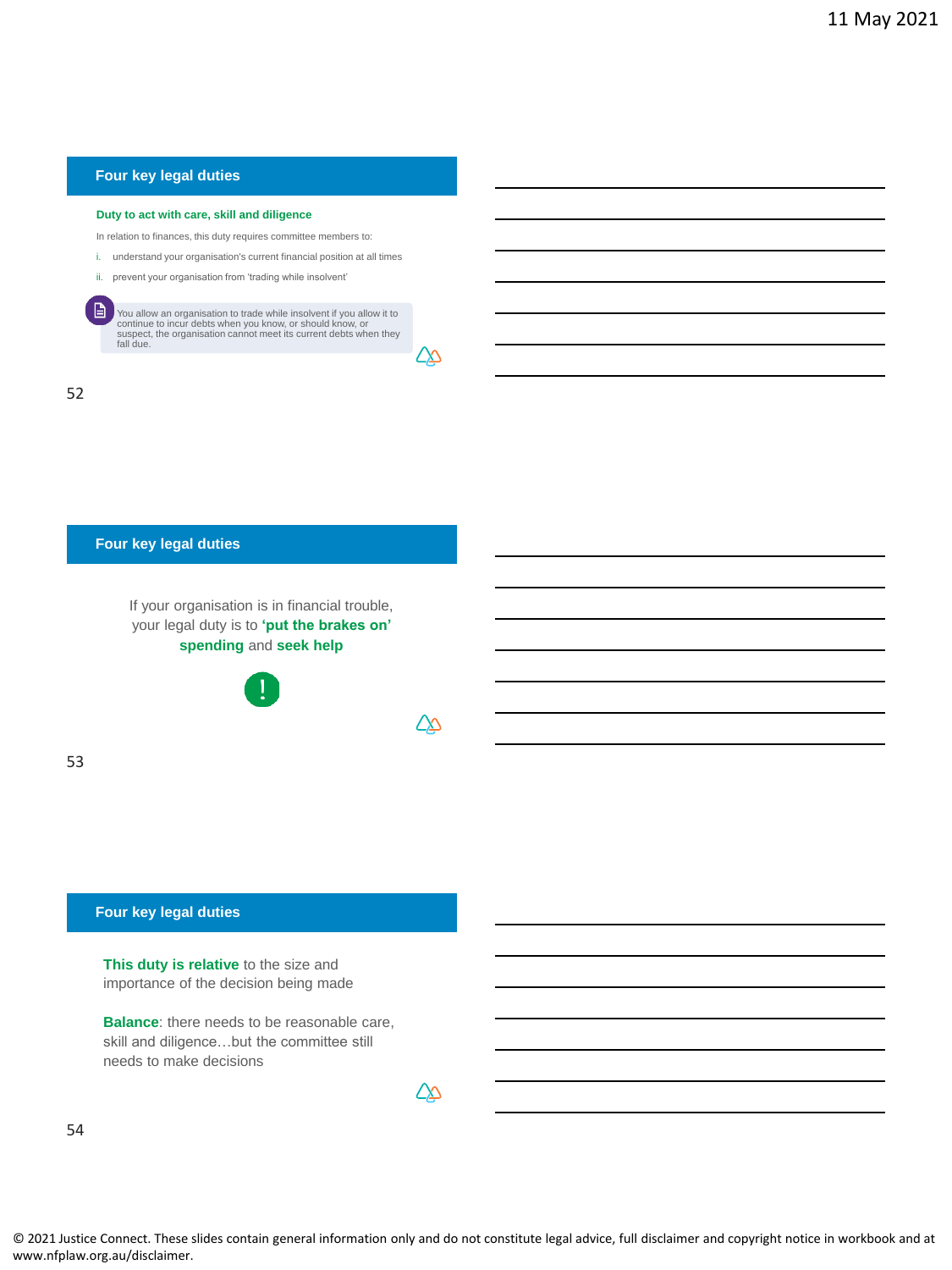## Four key legal duties

**Duty to act with care, skill and diligence**

In relation to finances, this duty requires committee members to:

i. understand your organisation's current financial position at all times
ii. prevent your organisation from 'trading while insolvent'

> You allow an organisation to trade while insolvent if you allow it to continue to incur debts when you know, or should know, or suspect, the organisation cannot meet its current debts when they fall due.

## Four key legal duties

If your organisation is in financial trouble, your legal duty is to **'put the brakes on' spending** and **seek help**

!

## Four key legal duties

**This duty is relative** to the size and importance of the decision being made

**Balance**: there needs to be reasonable care, skill and diligence…but the committee still needs to make decisions

© 2021 Justice Connect. These slides contain general information only and do not constitute legal advice, full disclaimer and copyright notice in workbook and at www.nfplaw.org.au/disclaimer.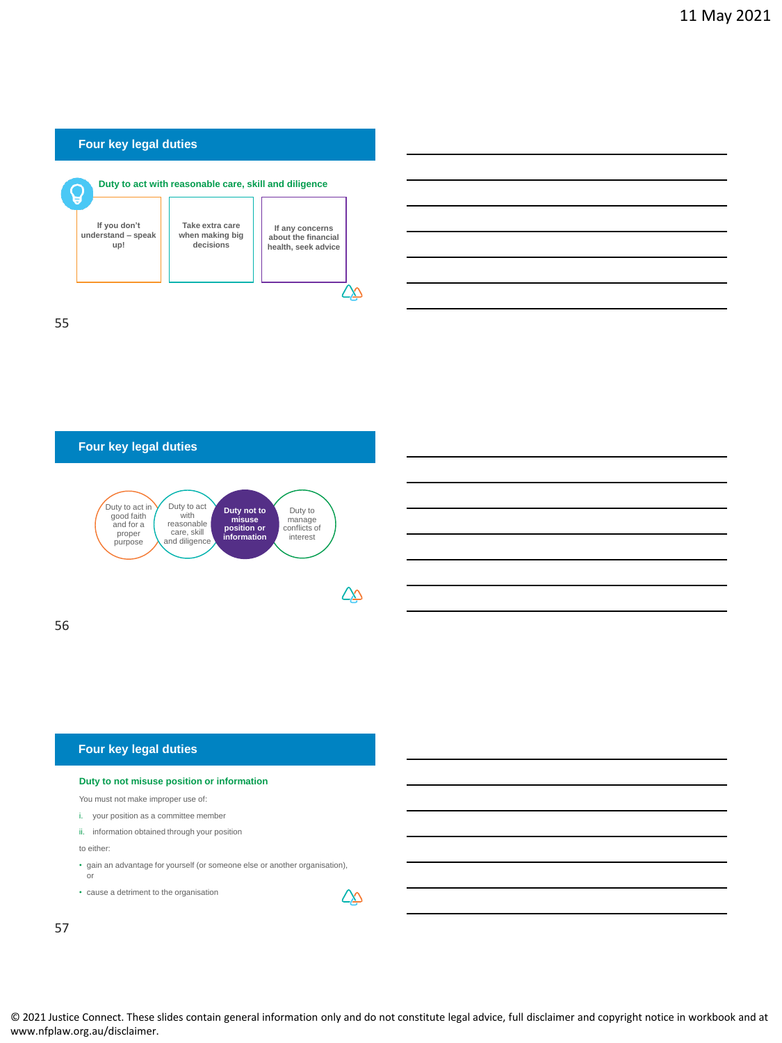## Four key legal duties

**Duty to act with reasonable care, skill and diligence**

- If you don't understand – speak up!
- Take extra care when making big decisions
- If any concerns about the financial health, seek advice

## Four key legal duties

- Duty to act in good faith and for a proper purpose
- Duty to act with reasonable care, skill and diligence
- **Duty not to misuse position or information**
- Duty to manage conflicts of interest

## Four key legal duties

**Duty to not misuse position or information**

You must not make improper use of:

i. your position as a committee member

ii. information obtained through your position

to either:

- gain an advantage for yourself (or someone else or another organisation), or
- cause a detriment to the organisation

© 2021 Justice Connect. These slides contain general information only and do not constitute legal advice, full disclaimer and copyright notice in workbook and at www.nfplaw.org.au/disclaimer.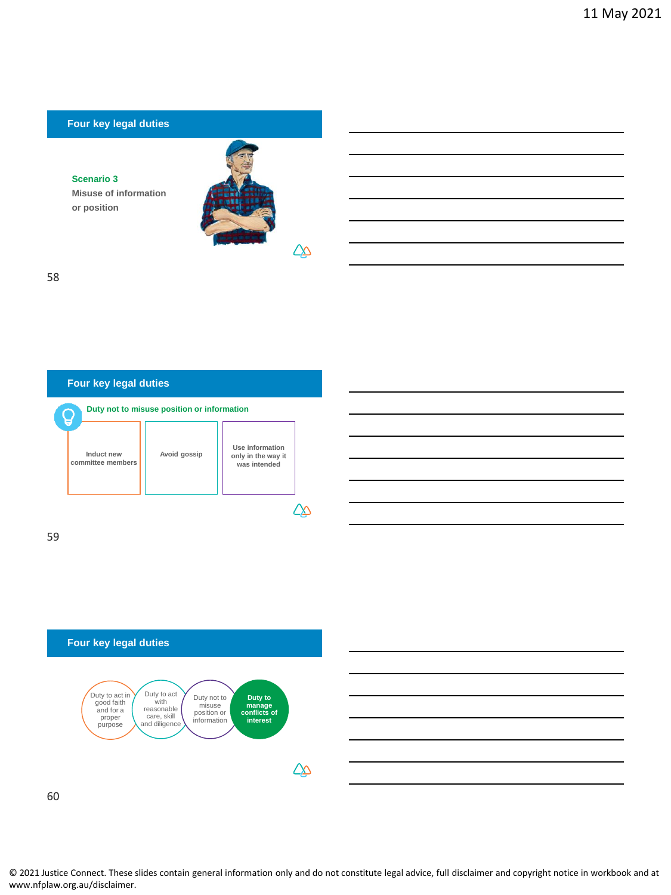## Four key legal duties

**Scenario 3**

**Misuse of information or position**

## Four key legal duties

**Duty not to misuse position or information**

- Induct new committee members
- Avoid gossip
- Use information only in the way it was intended

## Four key legal duties

- Duty to act in good faith and for a proper purpose
- Duty to act with reasonable care, skill and diligence
- Duty not to misuse position or information
- **Duty to manage conflicts of interest**

© 2021 Justice Connect. These slides contain general information only and do not constitute legal advice, full disclaimer and copyright notice in workbook and at www.nfplaw.org.au/disclaimer.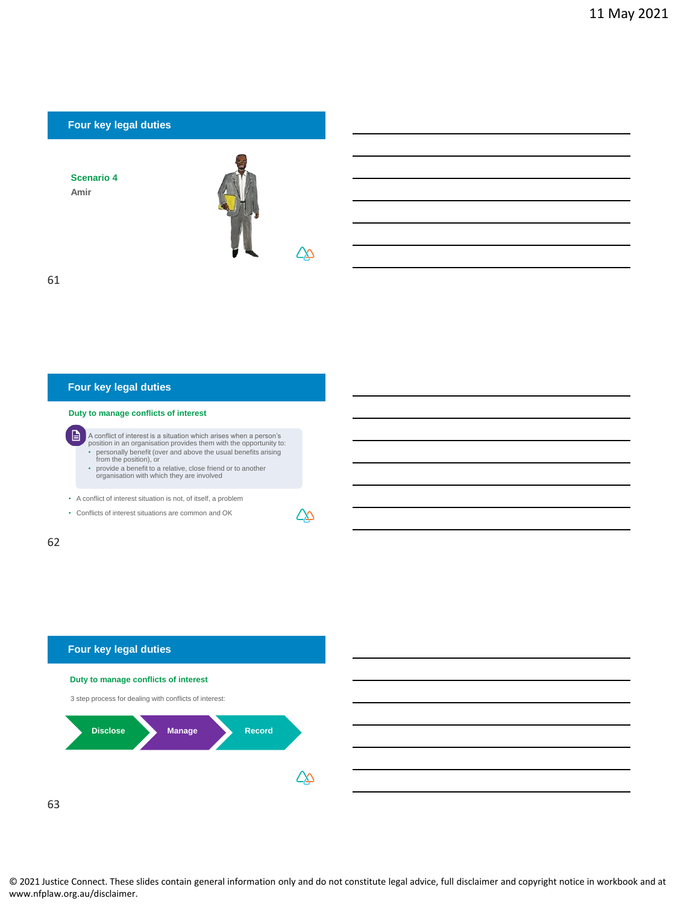## Four key legal duties

**Scenario 4**

**Amir**

## Four key legal duties

**Duty to manage conflicts of interest**

A conflict of interest is a situation which arises when a person's position in an organisation provides them with the opportunity to:

- personally benefit (over and above the usual benefits arising from the position), or
- provide a benefit to a relative, close friend or to another organisation with which they are involved

- A conflict of interest situation is not, of itself, a problem
- Conflicts of interest situations are common and OK

## Four key legal duties

**Duty to manage conflicts of interest**

3 step process for dealing with conflicts of interest:

Disclose → Manage → Record

© 2021 Justice Connect. These slides contain general information only and do not constitute legal advice, full disclaimer and copyright notice in workbook and at www.nfplaw.org.au/disclaimer.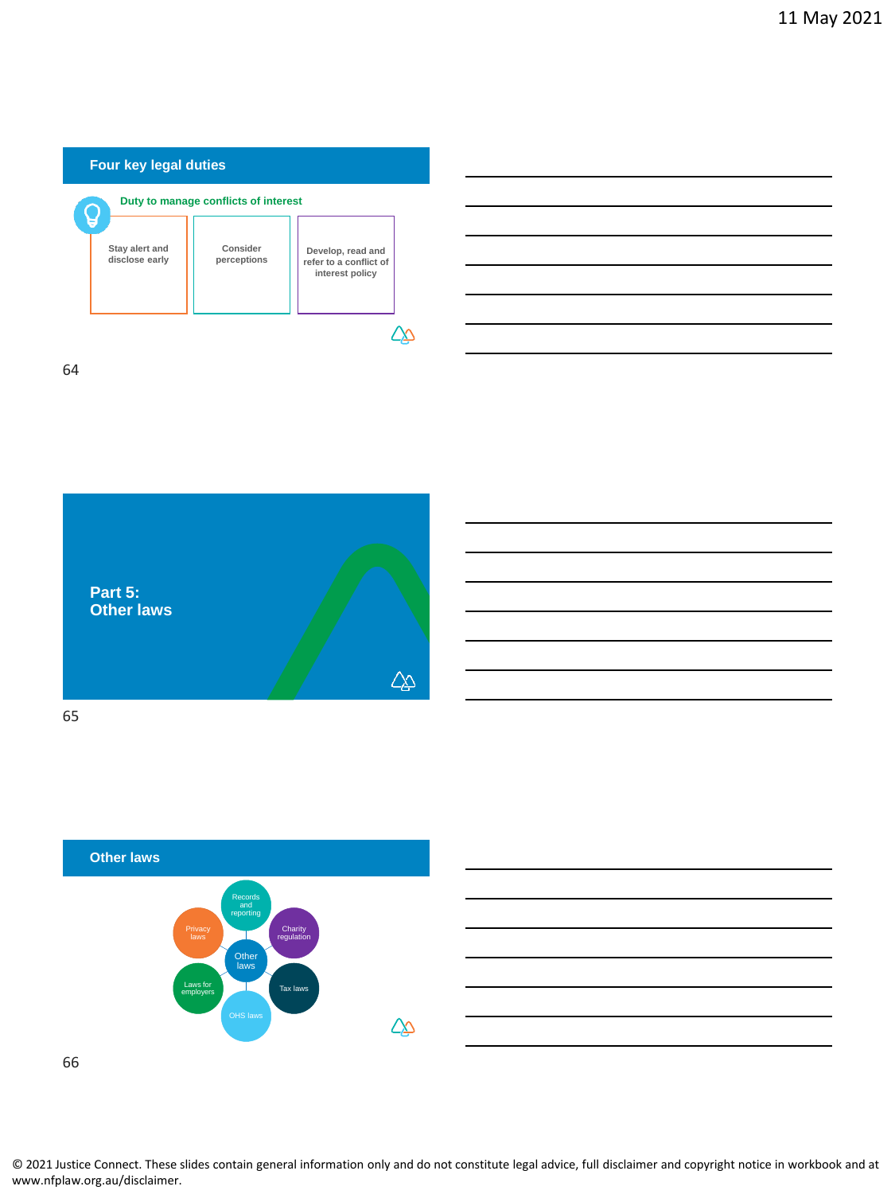## Four key legal duties

**Duty to manage conflicts of interest**

- Stay alert and disclose early
- Consider perceptions
- Develop, read and refer to a conflict of interest policy

## Part 5: Other laws

## Other laws

Other laws:

- Records and reporting
- Charity regulation
- Tax laws
- OHS laws
- Laws for employers
- Privacy laws

© 2021 Justice Connect. These slides contain general information only and do not constitute legal advice, full disclaimer and copyright notice in workbook and at www.nfplaw.org.au/disclaimer.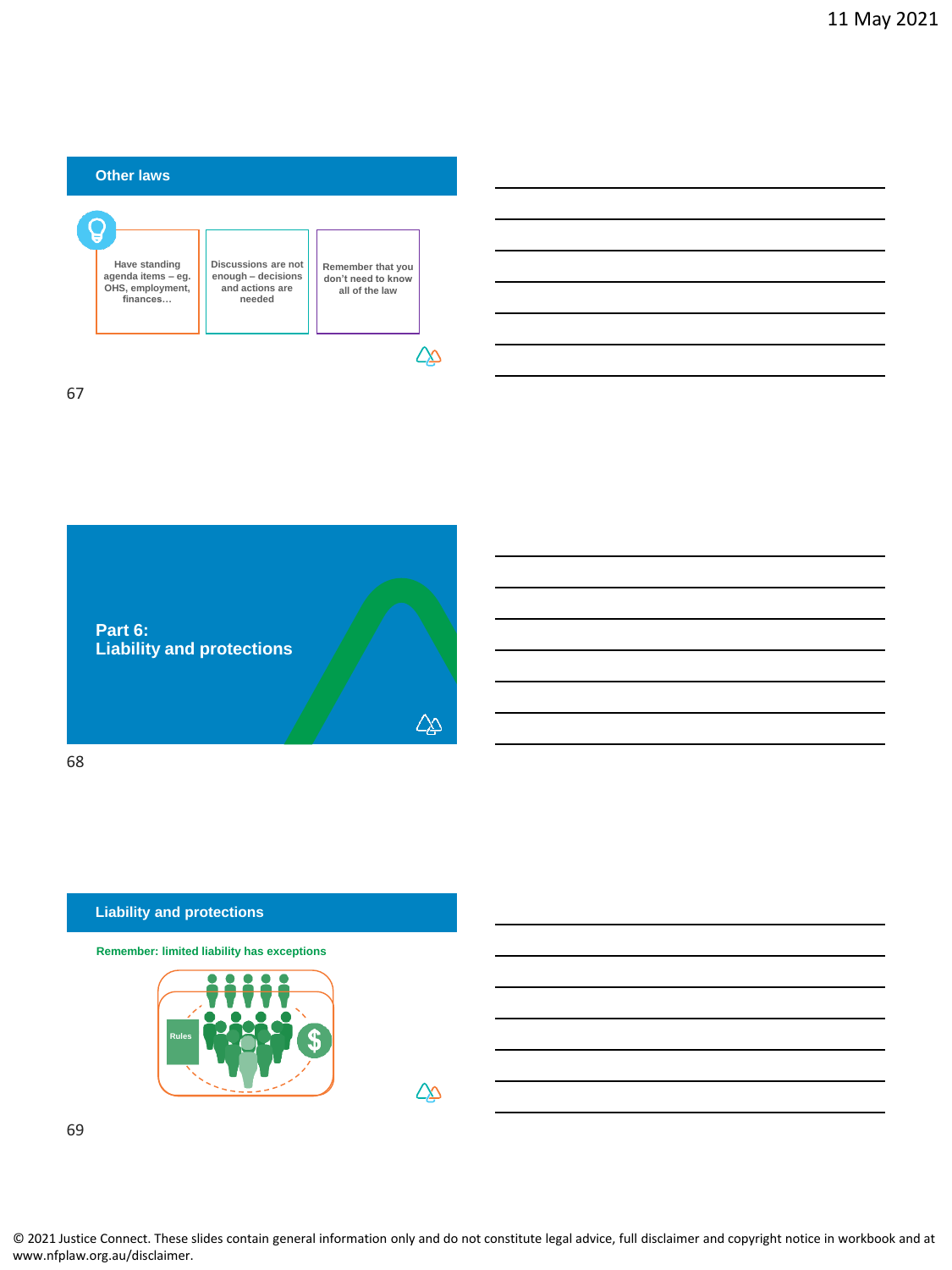## Other laws

Have standing agenda items – eg. OHS, employment, finances…

Discussions are not enough – decisions and actions are needed

Remember that you don't need to know all of the law

## Part 6: Liability and protections

## Liability and protections

**Remember: limited liability has exceptions**

Rules

© 2021 Justice Connect. These slides contain general information only and do not constitute legal advice, full disclaimer and copyright notice in workbook and at www.nfplaw.org.au/disclaimer.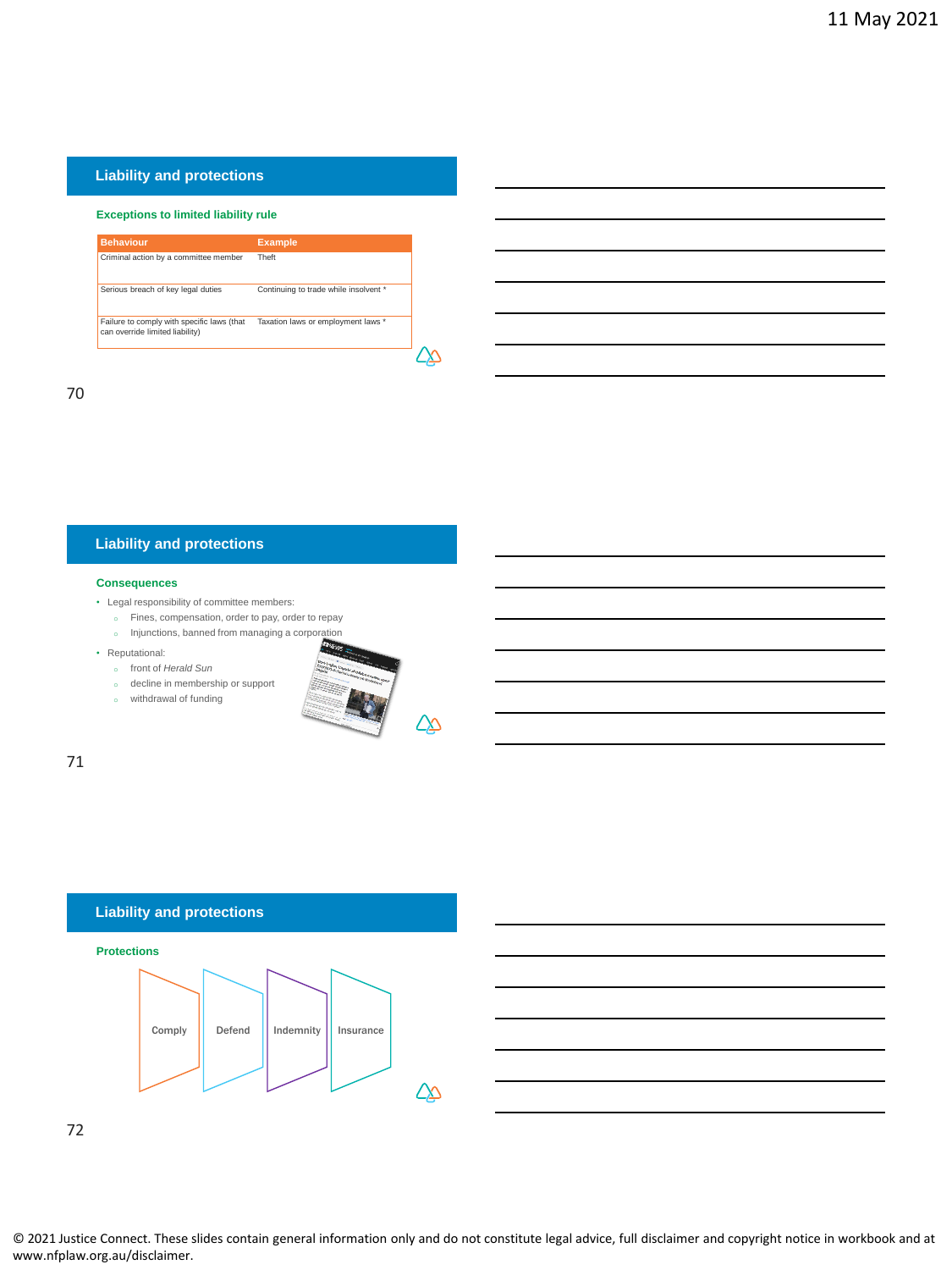## Liability and protections

### Exceptions to limited liability rule

| Behaviour | Example |
|---|---|
| Criminal action by a committee member | Theft |
| Serious breach of key legal duties | Continuing to trade while insolvent * |
| Failure to comply with specific laws (that can override limited liability) | Taxation laws or employment laws * |

## Liability and protections

### Consequences

- Legal responsibility of committee members:
  - Fines, compensation, order to pay, order to repay
  - Injunctions, banned from managing a corporation
- Reputational:
  - front of *Herald Sun*
  - decline in membership or support
  - withdrawal of funding

## Liability and protections

### Protections

Comply → Defend → Indemnity → Insurance

© 2021 Justice Connect. These slides contain general information only and do not constitute legal advice, full disclaimer and copyright notice in workbook and at www.nfplaw.org.au/disclaimer.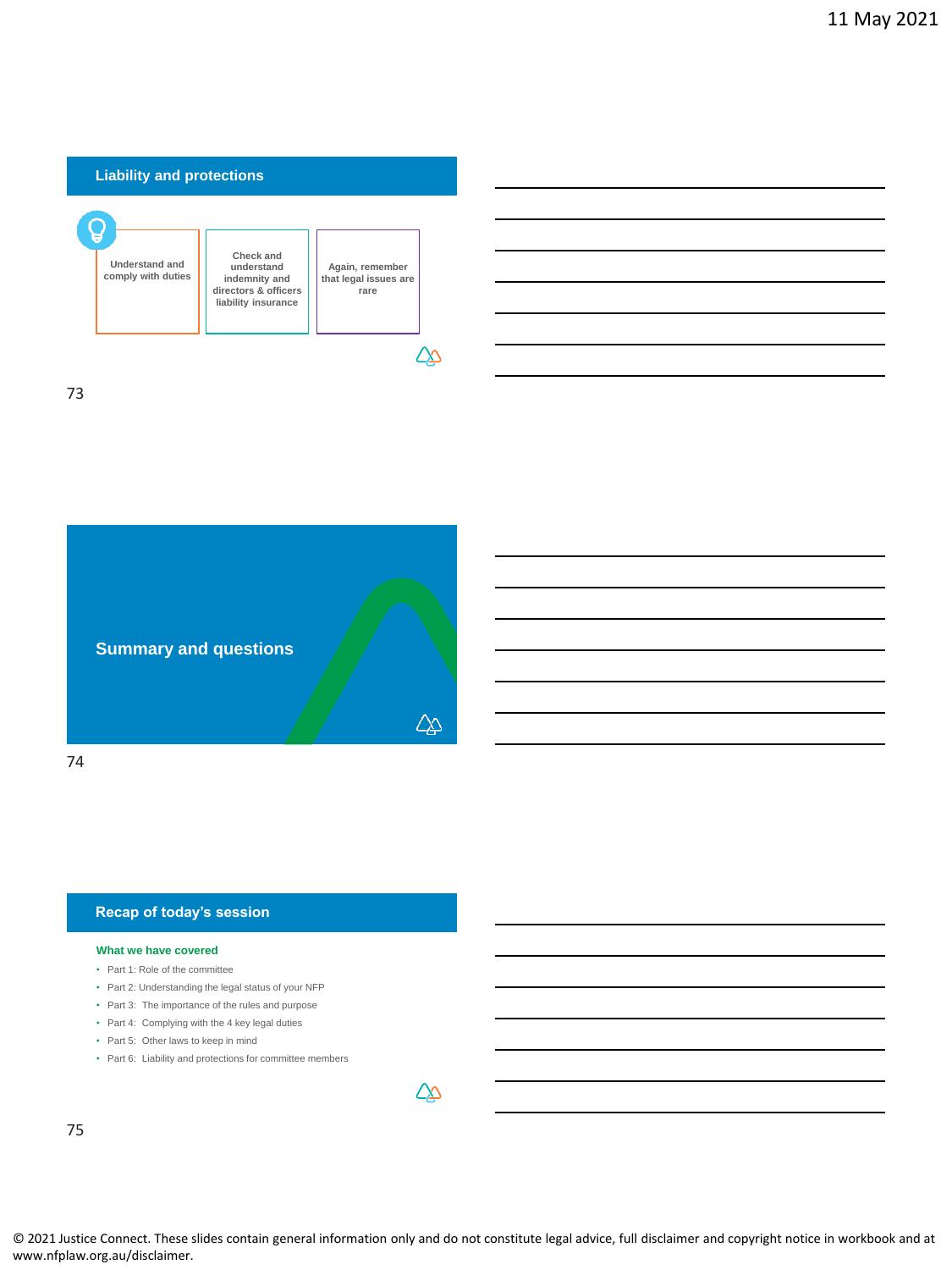## Liability and protections

- Understand and comply with duties
- Check and understand indemnity and directors & officers liability insurance
- Again, remember that legal issues are rare

## Summary and questions

## Recap of today's session

**What we have covered**

- Part 1: Role of the committee
- Part 2: Understanding the legal status of your NFP
- Part 3: The importance of the rules and purpose
- Part 4: Complying with the 4 key legal duties
- Part 5: Other laws to keep in mind
- Part 6: Liability and protections for committee members

© 2021 Justice Connect. These slides contain general information only and do not constitute legal advice, full disclaimer and copyright notice in workbook and at www.nfplaw.org.au/disclaimer.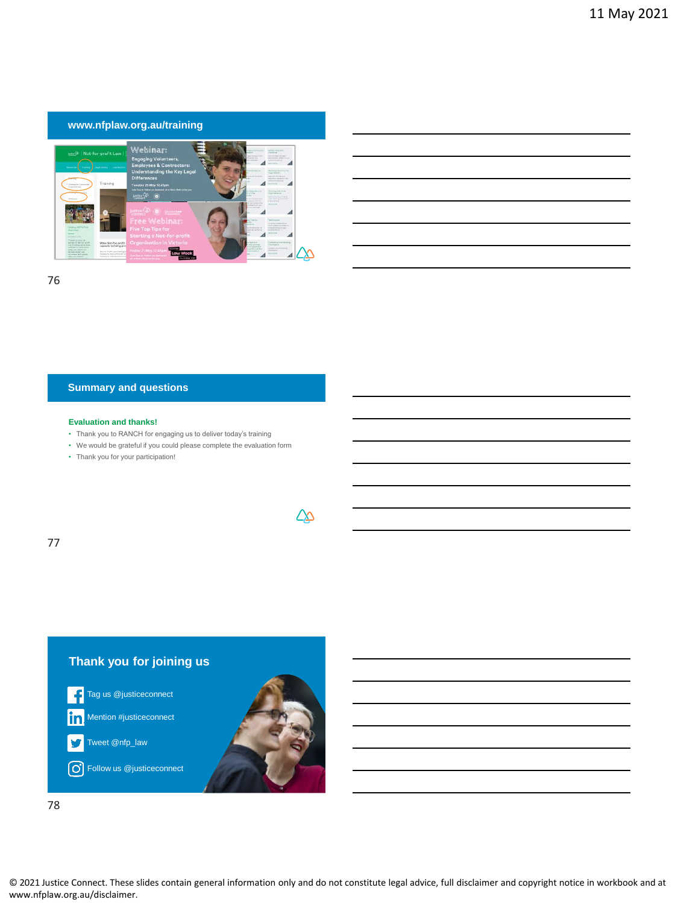## www.nfplaw.org.au/training

## Summary and questions

**Evaluation and thanks!**

- Thank you to RANCH for engaging us to deliver today's training
- We would be grateful if you could please complete the evaluation form
- Thank you for your participation!

## Thank you for joining us

Tag us @justiceconnect

Mention #justiceconnect

Tweet @nfp_law

Follow us @justiceconnect

© 2021 Justice Connect. These slides contain general information only and do not constitute legal advice, full disclaimer and copyright notice in workbook and at www.nfplaw.org.au/disclaimer.